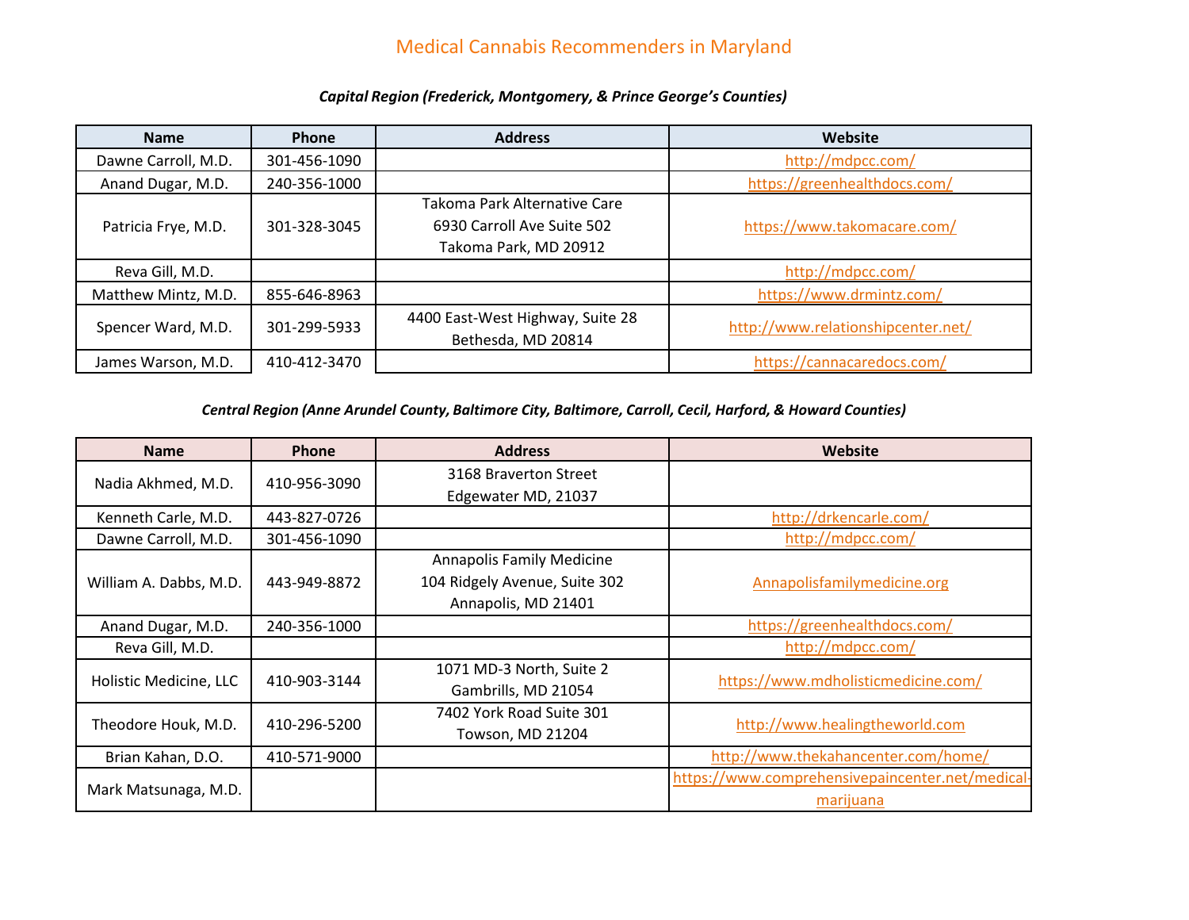# Medical Cannabis Recommenders in Maryland

***Capital Region (Frederick, Montgomery, & Prince George's Counties)***

| Name | Phone | Address | Website |
|---|---|---|---|
| Dawne Carroll, M.D. | 301-456-1090 | | http://mdpcc.com/ |
| Anand Dugar, M.D. | 240-356-1000 | | https://greenhealthdocs.com/ |
| Patricia Frye, M.D. | 301-328-3045 | Takoma Park Alternative Care<br>6930 Carroll Ave Suite 502<br>Takoma Park, MD 20912 | https://www.takomacare.com/ |
| Reva Gill, M.D. | | | http://mdpcc.com/ |
| Matthew Mintz, M.D. | 855-646-8963 | | https://www.drmintz.com/ |
| Spencer Ward, M.D. | 301-299-5933 | 4400 East-West Highway, Suite 28<br>Bethesda, MD 20814 | http://www.relationshipcenter.net/ |
| James Warson, M.D. | 410-412-3470 | | https://cannacaredocs.com/ |

***Central Region (Anne Arundel County, Baltimore City, Baltimore, Carroll, Cecil, Harford, & Howard Counties)***

| Name | Phone | Address | Website |
|---|---|---|---|
| Nadia Akhmed, M.D. | 410-956-3090 | 3168 Braverton Street<br>Edgewater MD, 21037 | |
| Kenneth Carle, M.D. | 443-827-0726 | | http://drkencarle.com/ |
| Dawne Carroll, M.D. | 301-456-1090 | | http://mdpcc.com/ |
| William A. Dabbs, M.D. | 443-949-8872 | Annapolis Family Medicine<br>104 Ridgely Avenue, Suite 302<br>Annapolis, MD 21401 | Annapolisfamilymedicine.org |
| Anand Dugar, M.D. | 240-356-1000 | | https://greenhealthdocs.com/ |
| Reva Gill, M.D. | | | http://mdpcc.com/ |
| Holistic Medicine, LLC | 410-903-3144 | 1071 MD-3 North, Suite 2<br>Gambrills, MD 21054 | https://www.mdholisticmedicine.com/ |
| Theodore Houk, M.D. | 410-296-5200 | 7402 York Road Suite 301<br>Towson, MD 21204 | http://www.healingtheworld.com |
| Brian Kahan, D.O. | 410-571-9000 | | http://www.thekahancenter.com/home/ |
| Mark Matsunaga, M.D. | | | https://www.comprehensivepaincenter.net/medical-marijuana |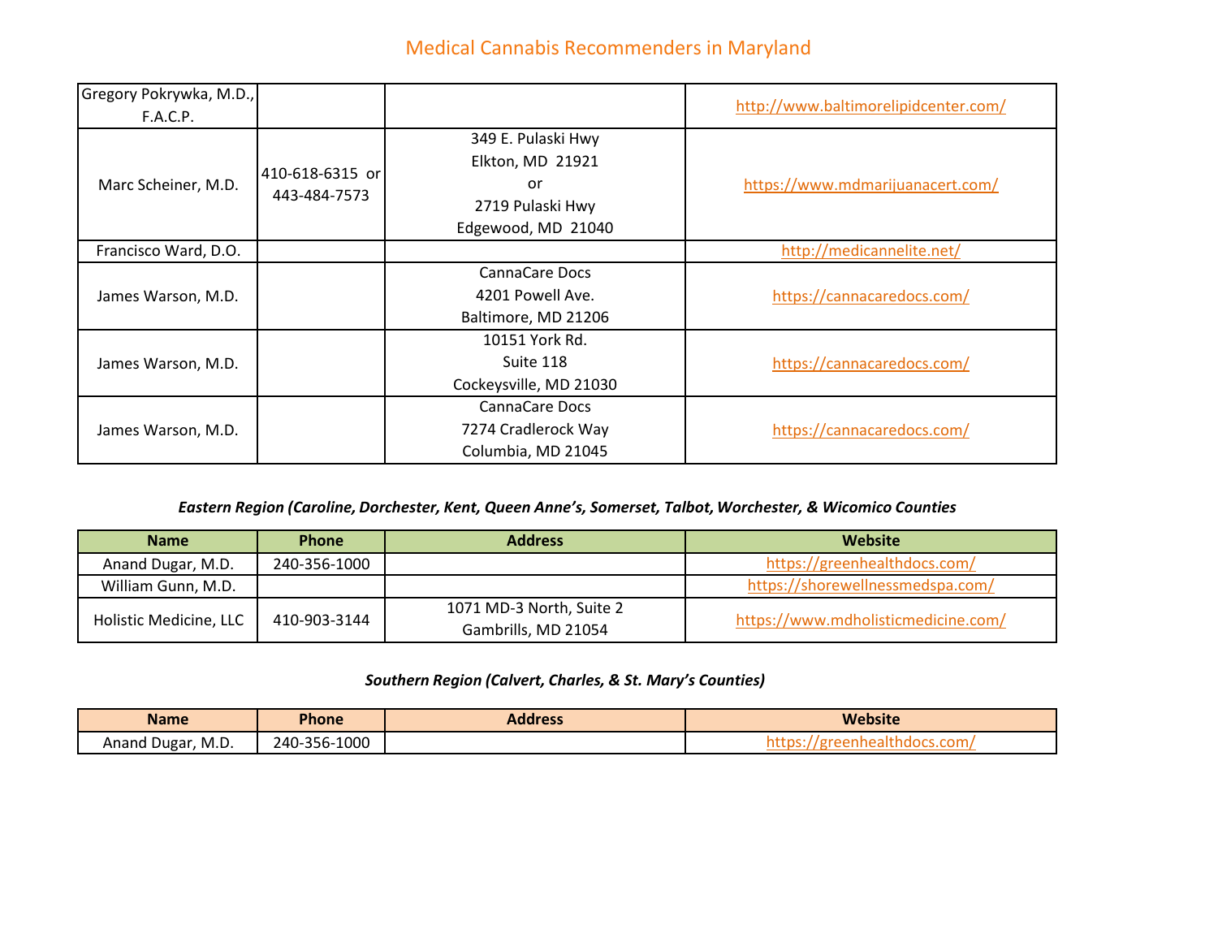# Medical Cannabis Recommenders in Maryland

| | | | |
|---|---|---|---|
| Gregory Pokrywka, M.D., F.A.C.P. | | | http://www.baltimorelipidcenter.com/ |
| Marc Scheiner, M.D. | 410-618-6315 or 443-484-7573 | 349 E. Pulaski Hwy Elkton, MD 21921 or 2719 Pulaski Hwy Edgewood, MD 21040 | https://www.mdmarijuanacert.com/ |
| Francisco Ward, D.O. | | | http://medicannelite.net/ |
| James Warson, M.D. | | CannaCare Docs 4201 Powell Ave. Baltimore, MD 21206 | https://cannacaredocs.com/ |
| James Warson, M.D. | | 10151 York Rd. Suite 118 Cockeysville, MD 21030 | https://cannacaredocs.com/ |
| James Warson, M.D. | | CannaCare Docs 7274 Cradlerock Way Columbia, MD 21045 | https://cannacaredocs.com/ |

***Eastern Region (Caroline, Dorchester, Kent, Queen Anne's, Somerset, Talbot, Worchester, & Wicomico Counties***

| Name | Phone | Address | Website |
|---|---|---|---|
| Anand Dugar, M.D. | 240-356-1000 | | https://greenhealthdocs.com/ |
| William Gunn, M.D. | | | https://shorewellnessmedspa.com/ |
| Holistic Medicine, LLC | 410-903-3144 | 1071 MD-3 North, Suite 2 Gambrills, MD 21054 | https://www.mdholisticmedicine.com/ |

***Southern Region (Calvert, Charles, & St. Mary's Counties)***

| Name | Phone | Address | Website |
|---|---|---|---|
| Anand Dugar, M.D. | 240-356-1000 | | https://greenhealthdocs.com/ |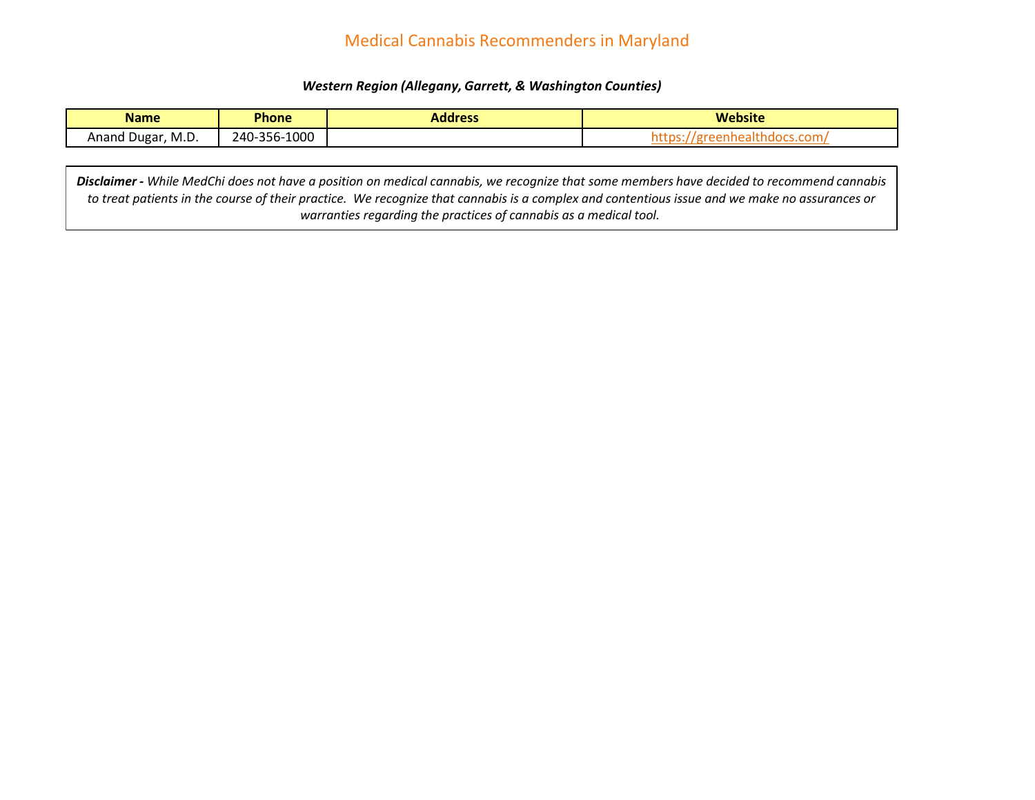# Medical Cannabis Recommenders in Maryland

***Western Region (Allegany, Garrett, & Washington Counties)***

| Name | Phone | Address | Website |
|---|---|---|---|
| Anand Dugar, M.D. | 240-356-1000 | | https://greenhealthdocs.com/ |

***Disclaimer -*** *While MedChi does not have a position on medical cannabis, we recognize that some members have decided to recommend cannabis to treat patients in the course of their practice. We recognize that cannabis is a complex and contentious issue and we make no assurances or warranties regarding the practices of cannabis as a medical tool.*